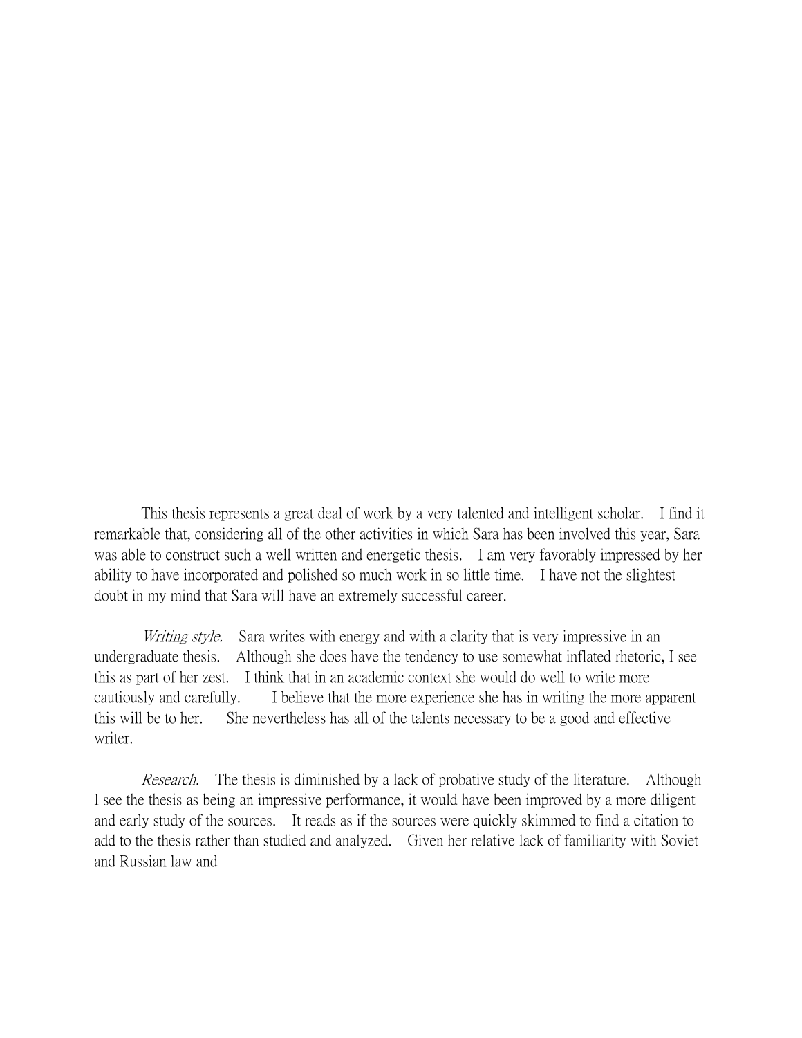This thesis represents a great deal of work by a very talented and intelligent scholar. I find it remarkable that, considering all of the other activities in which Sara has been involved this year, Sara was able to construct such a well written and energetic thesis. I am very favorably impressed by her ability to have incorporated and polished so much work in so little time. I have not the slightest doubt in my mind that Sara will have an extremely successful career.

*Writing style.* Sara writes with energy and with a clarity that is very impressive in an undergraduate thesis. Although she does have the tendency to use somewhat inflated rhetoric, I see this as part of her zest. I think that in an academic context she would do well to write more cautiously and carefully. I believe that the more experience she has in writing the more apparent this will be to her. She nevertheless has all of the talents necessary to be a good and effective writer.

*Research.* The thesis is diminished by a lack of probative study of the literature. Although I see the thesis as being an impressive performance, it would have been improved by a more diligent and early study of the sources. It reads as if the sources were quickly skimmed to find a citation to add to the thesis rather than studied and analyzed. Given her relative lack of familiarity with Soviet and Russian law and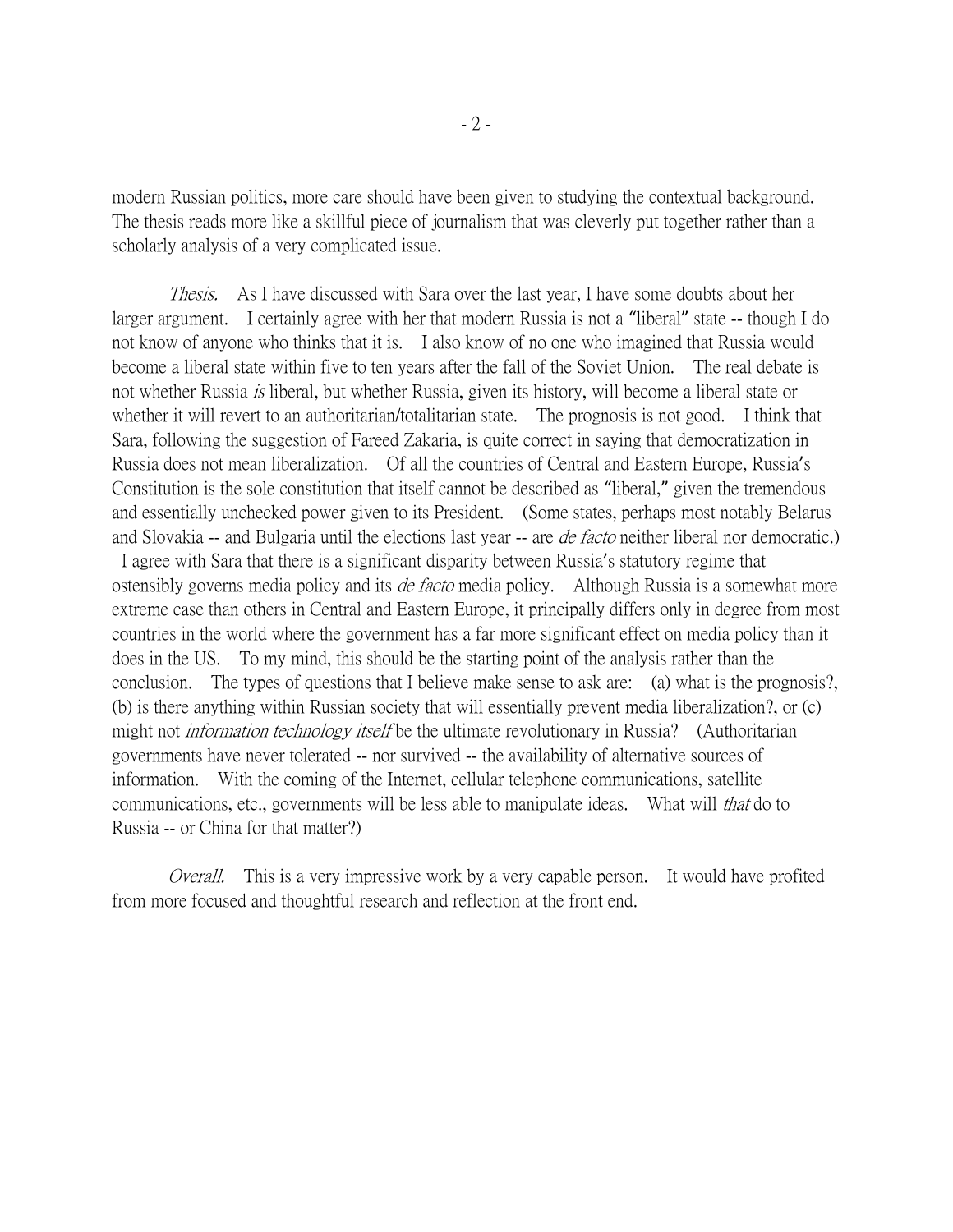modern Russian politics, more care should have been given to studying the contextual background. The thesis reads more like a skillful piece of journalism that was cleverly put together rather than a scholarly analysis of a very complicated issue.

*Thesis.* As I have discussed with Sara over the last year, I have some doubts about her larger argument. I certainly agree with her that modern Russia is not a "liberal" state -- though I do not know of anyone who thinks that it is. I also know of no one who imagined that Russia would become a liberal state within five to ten years after the fall of the Soviet Union. The real debate is not whether Russia *is* liberal, but whether Russia, given its history, will become a liberal state or whether it will revert to an authoritarian/totalitarian state. The prognosis is not good. I think that Sara, following the suggestion of Fareed Zakaria, is quite correct in saying that democratization in Russia does not mean liberalization. Of all the countries of Central and Eastern Europe, Russia's Constitution is the sole constitution that itself cannot be described as "liberal," given the tremendous and essentially unchecked power given to its President. (Some states, perhaps most notably Belarus and Slovakia -- and Bulgaria until the elections last year -- are *de facto* neither liberal nor democratic.) I agree with Sara that there is a significant disparity between Russia's statutory regime that ostensibly governs media policy and its *de facto* media policy. Although Russia is a somewhat more extreme case than others in Central and Eastern Europe, it principally differs only in degree from most countries in the world where the government has a far more significant effect on media policy than it does in the US. To my mind, this should be the starting point of the analysis rather than the conclusion. The types of questions that I believe make sense to ask are: (a) what is the prognosis?, (b) is there anything within Russian society that will essentially prevent media liberalization?, or (c) might not *information technology itself* be the ultimate revolutionary in Russia? (Authoritarian governments have never tolerated -- nor survived -- the availability of alternative sources of information. With the coming of the Internet, cellular telephone communications, satellite communications, etc., governments will be less able to manipulate ideas. What will *that* do to Russia -- or China for that matter?)

*Overall.* This is a very impressive work by a very capable person. It would have profited from more focused and thoughtful research and reflection at the front end.